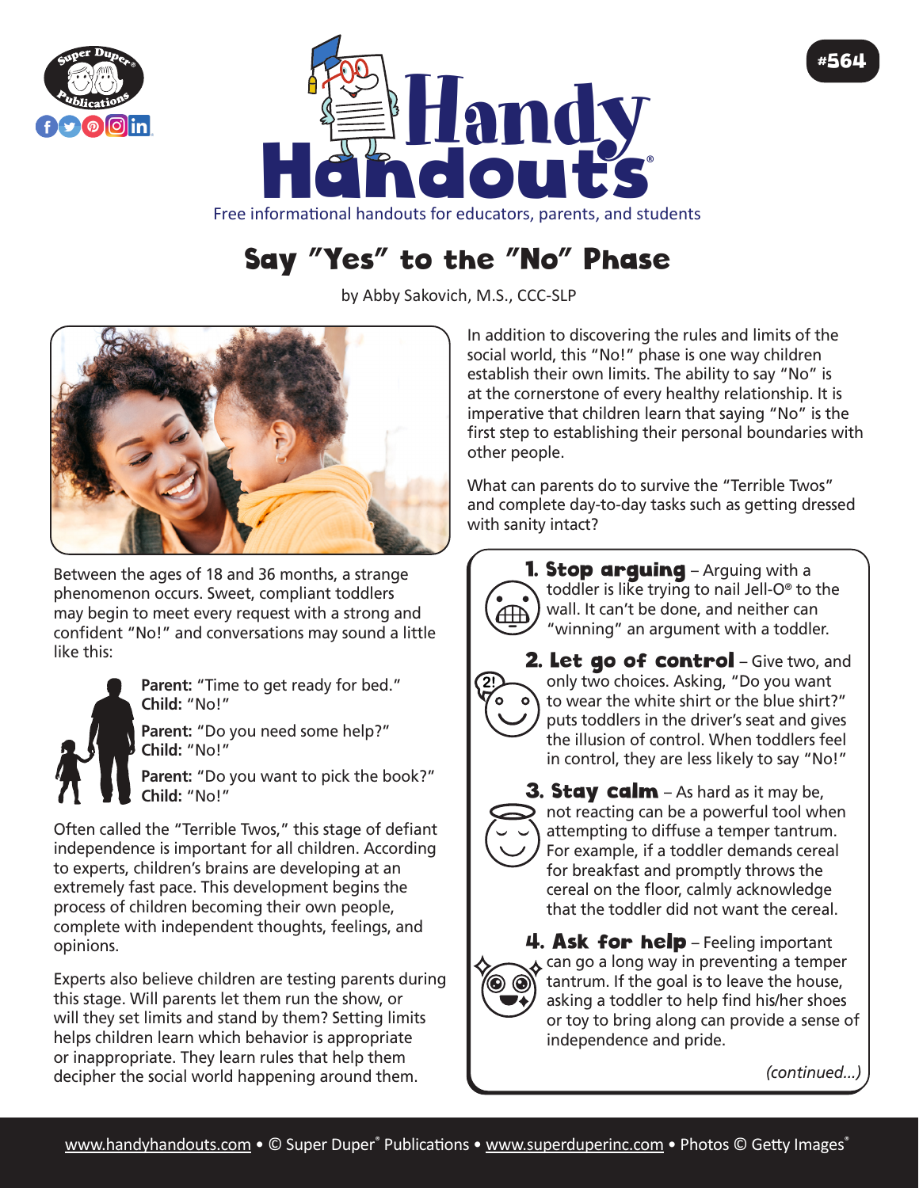# Handy Handouts®

Free informational handouts for educators, parents, and students

#564

## Say "Yes" to the "No" Phase

by Abby Sakovich, M.S., CCC-SLP

Between the ages of 18 and 36 months, a strange phenomenon occurs. Sweet, compliant toddlers may begin to meet every request with a strong and confident "No!" and conversations may sound a little like this:

**Parent:** "Time to get ready for bed."
**Child:** "No!"

**Parent:** "Do you need some help?"
**Child:** "No!"

**Parent:** "Do you want to pick the book?"
**Child:** "No!"

Often called the "Terrible Twos," this stage of defiant independence is important for all children. According to experts, children's brains are developing at an extremely fast pace. This development begins the process of children becoming their own people, complete with independent thoughts, feelings, and opinions.

Experts also believe children are testing parents during this stage. Will parents let them run the show, or will they set limits and stand by them? Setting limits helps children learn which behavior is appropriate or inappropriate. They learn rules that help them decipher the social world happening around them.

In addition to discovering the rules and limits of the social world, this "No!" phase is one way children establish their own limits. The ability to say "No" is at the cornerstone of every healthy relationship. It is imperative that children learn that saying "No" is the first step to establishing their personal boundaries with other people.

What can parents do to survive the "Terrible Twos" and complete day-to-day tasks such as getting dressed with sanity intact?

1. **Stop arguing** – Arguing with a toddler is like trying to nail Jell-O® to the wall. It can't be done, and neither can "winning" an argument with a toddler.

2. **Let go of control** – Give two, and only two choices. Asking, "Do you want to wear the white shirt or the blue shirt?" puts toddlers in the driver's seat and gives the illusion of control. When toddlers feel in control, they are less likely to say "No!"

3. **Stay calm** – As hard as it may be, not reacting can be a powerful tool when attempting to diffuse a temper tantrum. For example, if a toddler demands cereal for breakfast and promptly throws the cereal on the floor, calmly acknowledge that the toddler did not want the cereal.

4. **Ask for help** – Feeling important can go a long way in preventing a temper tantrum. If the goal is to leave the house, asking a toddler to help find his/her shoes or toy to bring along can provide a sense of independence and pride.

*(continued...)*

www.handyhandouts.com • © Super Duper® Publications • www.superduperinc.com • Photos © Getty Images®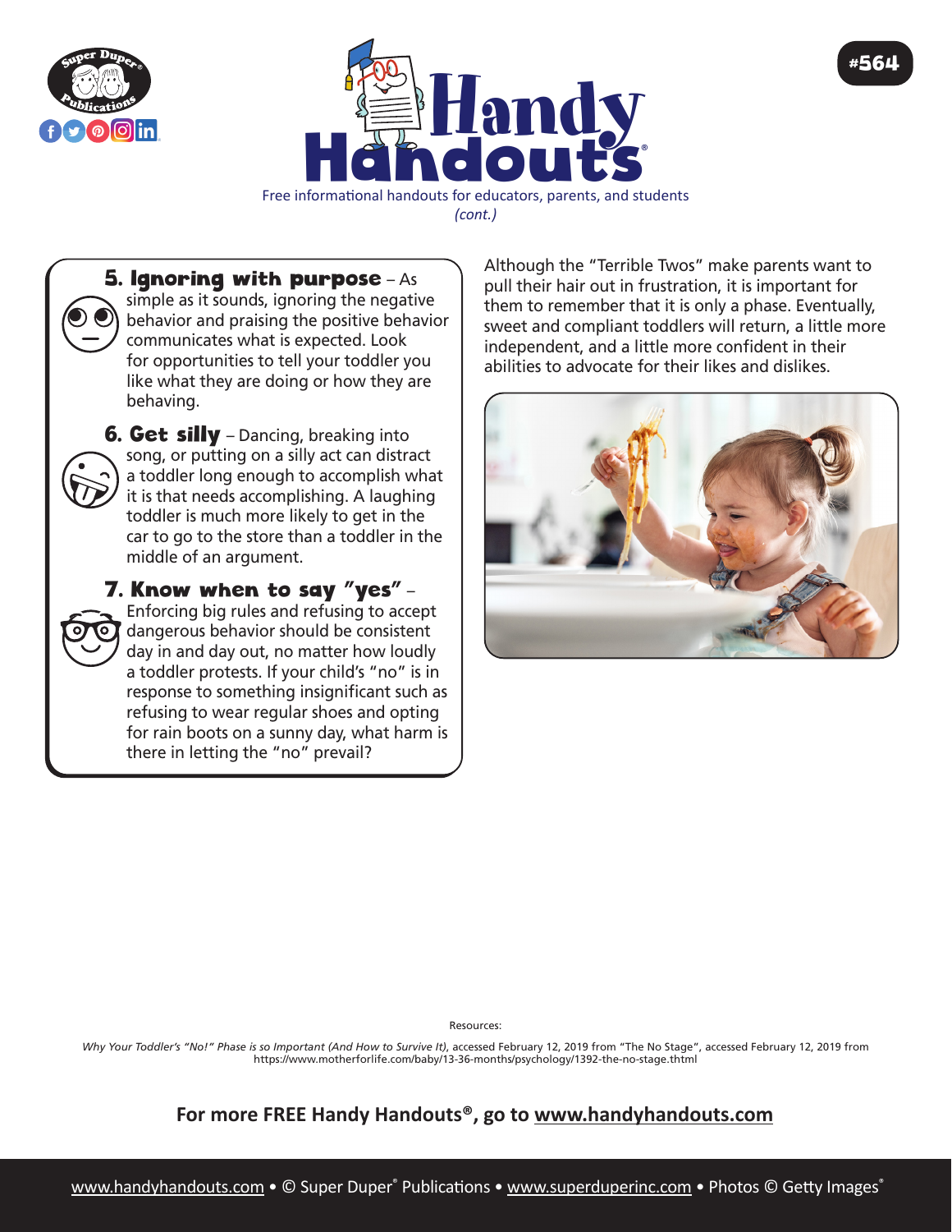(cont.)

**5. Ignoring with purpose** – As simple as it sounds, ignoring the negative behavior and praising the positive behavior communicates what is expected. Look for opportunities to tell your toddler you like what they are doing or how they are behaving.

**6. Get silly** – Dancing, breaking into song, or putting on a silly act can distract a toddler long enough to accomplish what it is that needs accomplishing. A laughing toddler is much more likely to get in the car to go to the store than a toddler in the middle of an argument.

**7. Know when to say "yes"** – Enforcing big rules and refusing to accept dangerous behavior should be consistent day in and day out, no matter how loudly a toddler protests. If your child's "no" is in response to something insignificant such as refusing to wear regular shoes and opting for rain boots on a sunny day, what harm is there in letting the "no" prevail?

Although the "Terrible Twos" make parents want to pull their hair out in frustration, it is important for them to remember that it is only a phase. Eventually, sweet and compliant toddlers will return, a little more independent, and a little more confident in their abilities to advocate for their likes and dislikes.

Resources:

*Why Your Toddler's "No!" Phase is so Important (And How to Survive It)*, accessed February 12, 2019 from "The No Stage", accessed February 12, 2019 from https://www.motherforlife.com/baby/13-36-months/psychology/1392-the-no-stage.thtml

**For more FREE Handy Handouts®, go to www.handyhandouts.com**

www.handyhandouts.com • © Super Duper® Publications • www.superduperinc.com • Photos © Getty Images®